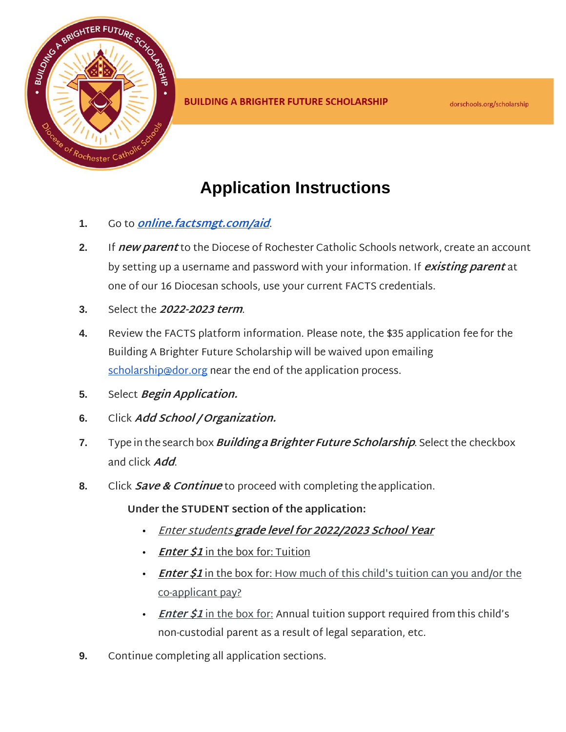**BUILDING A BRIGHTER FUTURE SCHOLARSHIP** dorschools.org/scholarship

# Application Instructions

1. Go to [***online.factsmgt.com/aid***](online.factsmgt.com/aid).
2. If ***new parent*** to the Diocese of Rochester Catholic Schools network, create an account by setting up a username and password with your information. If ***existing parent*** at one of our 16 Diocesan schools, use your current FACTS credentials.
3. Select the ***2022-2023 term***.
4. Review the FACTS platform information. Please note, the $35 application fee for the Building A Brighter Future Scholarship will be waived upon emailing [scholarship@dor.org](mailto:scholarship@dor.org) near the end of the application process.
5. Select ***Begin Application.***
6. Click ***Add School / Organization.***
7. Type in the search box ***Building a Brighter Future Scholarship***. Select the checkbox and click ***Add***.
8. Click ***Save & Continue*** to proceed with completing the application.

   **Under the STUDENT section of the application:**

   - *Enter students* ***grade level for 2022/2023 School Year***
   - ***Enter $1*** in the box for: Tuition
   - ***Enter $1*** in the box for: How much of this child's tuition can you and/or the co-applicant pay?
   - ***Enter $1*** in the box for: Annual tuition support required from this child's non-custodial parent as a result of legal separation, etc.

9. Continue completing all application sections.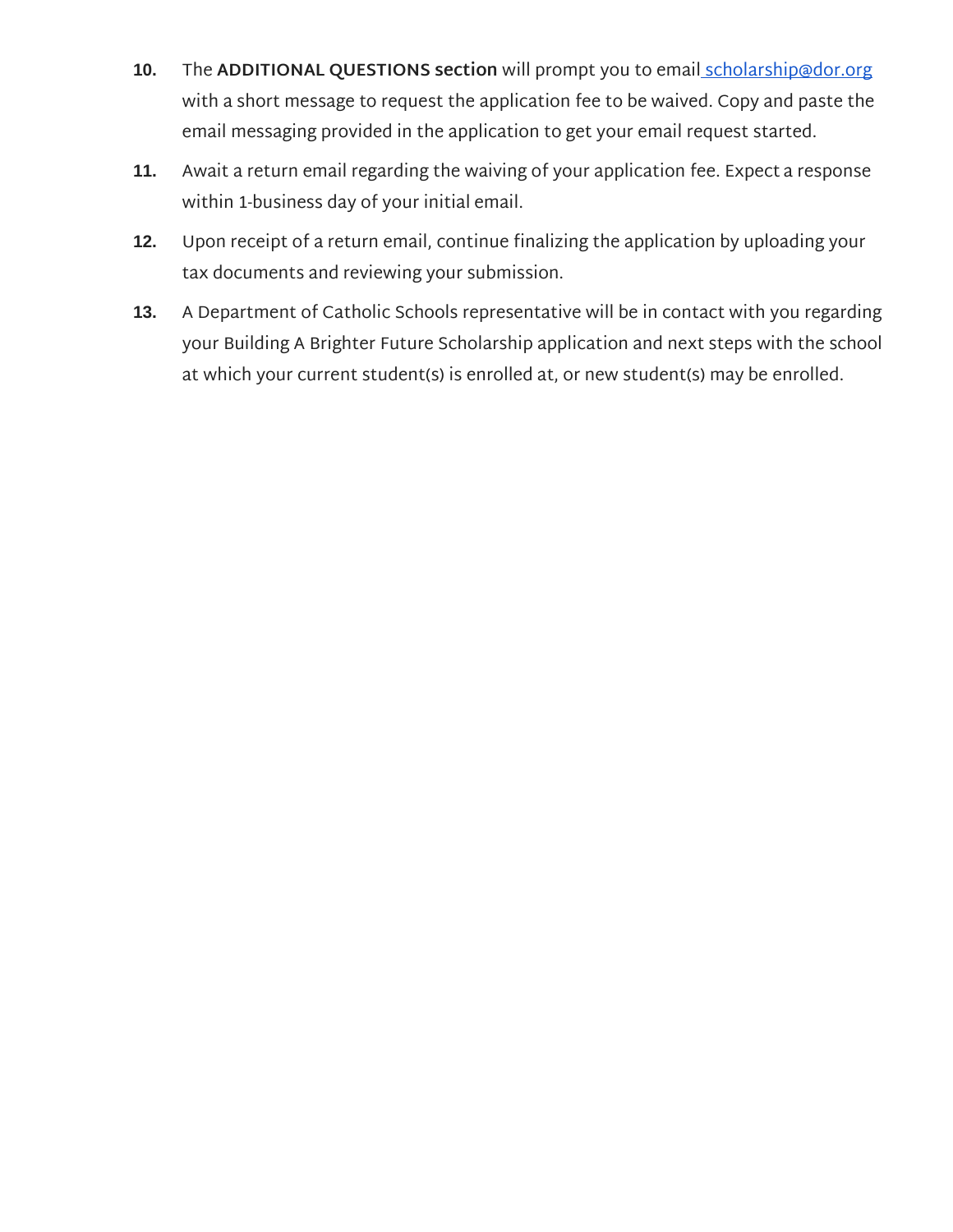10. The **ADDITIONAL QUESTIONS section** will prompt you to email scholarship@dor.org with a short message to request the application fee to be waived. Copy and paste the email messaging provided in the application to get your email request started.
11. Await a return email regarding the waiving of your application fee. Expect a response within 1-business day of your initial email.
12. Upon receipt of a return email, continue finalizing the application by uploading your tax documents and reviewing your submission.
13. A Department of Catholic Schools representative will be in contact with you regarding your Building A Brighter Future Scholarship application and next steps with the school at which your current student(s) is enrolled at, or new student(s) may be enrolled.